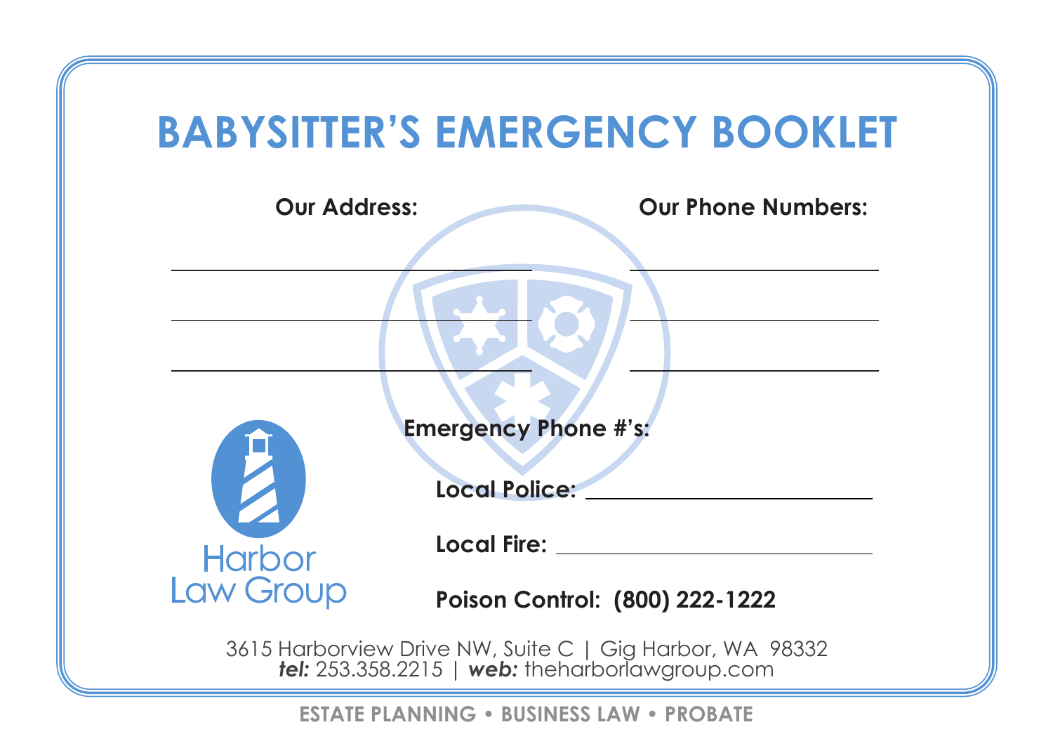# BABYSITTER'S EMERGENCY BOOKLET

**Our Address:**

\_\_\_\_\_\_\_\_\_\_\_\_\_\_\_\_\_\_\_\_\_\_\_\_\_\_\_\_\_\_

\_\_\_\_\_\_\_\_\_\_\_\_\_\_\_\_\_\_\_\_\_\_\_\_\_\_\_\_\_\_

\_\_\_\_\_\_\_\_\_\_\_\_\_\_\_\_\_\_\_\_\_\_\_\_\_\_\_\_\_\_

**Our Phone Numbers:**

\_\_\_\_\_\_\_\_\_\_\_\_\_\_\_\_\_\_\_\_\_\_

\_\_\_\_\_\_\_\_\_\_\_\_\_\_\_\_\_\_\_\_\_\_

\_\_\_\_\_\_\_\_\_\_\_\_\_\_\_\_\_\_\_\_\_\_

**Emergency Phone #'s:**

**Local Police:** \_\_\_\_\_\_\_\_\_\_\_\_\_\_\_\_\_\_\_\_\_\_

**Local Fire:** \_\_\_\_\_\_\_\_\_\_\_\_\_\_\_\_\_\_\_\_\_\_

**Poison Control: (800) 222-1222**

Harbor Law Group

3615 Harborview Drive NW, Suite C | Gig Harbor, WA 98332
***tel:*** 253.358.2215 | ***web:*** theharborlawgroup.com

**ESTATE PLANNING • BUSINESS LAW • PROBATE**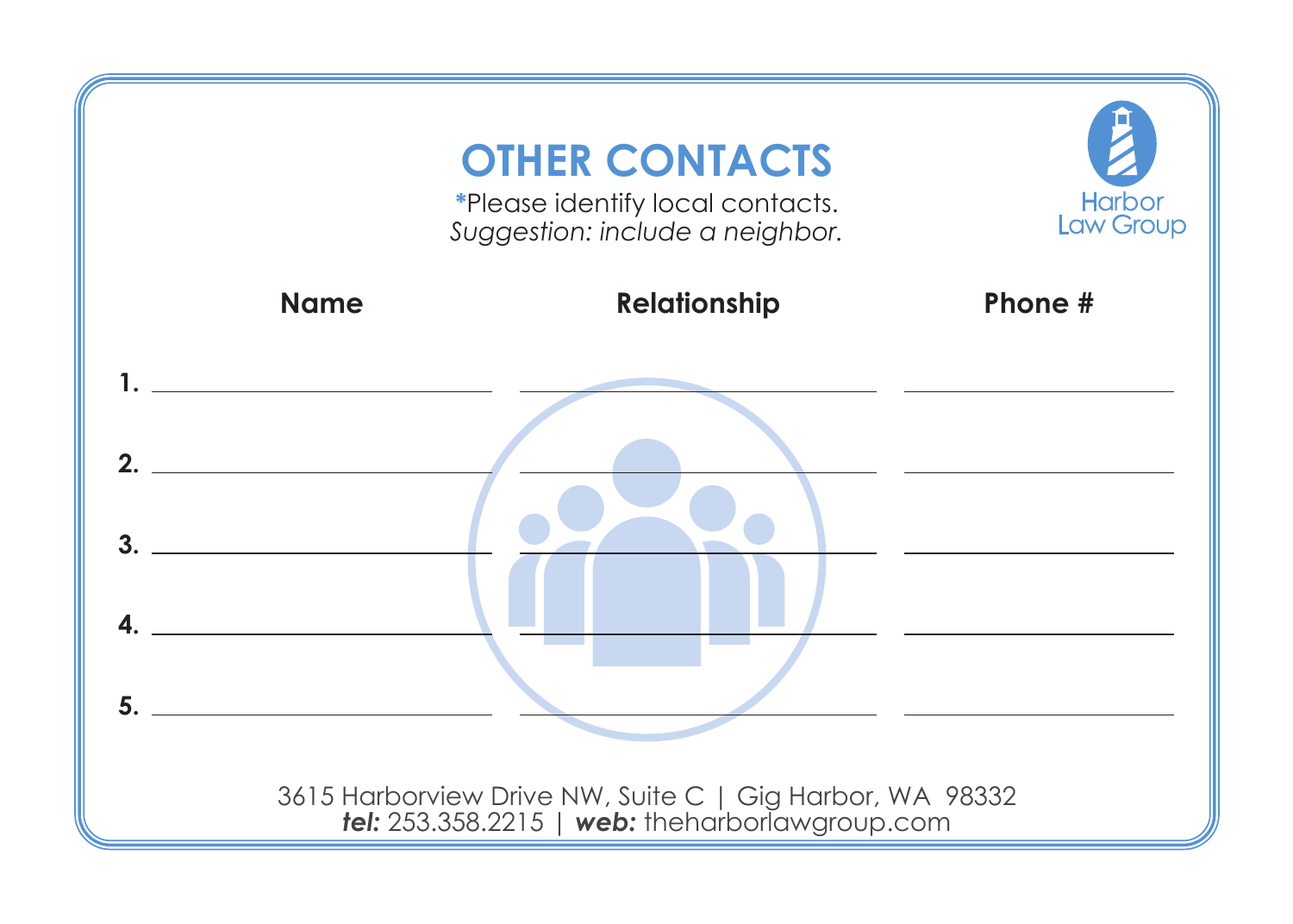# OTHER CONTACTS

*Please identify local contacts.
*Suggestion: include a neighbor.*

Harbor Law Group

| | Name | Relationship | Phone # |
|---|---|---|---|
| 1. | | | |
| 2. | | | |
| 3. | | | |
| 4. | | | |
| 5. | | | |

3615 Harborview Drive NW, Suite C | Gig Harbor, WA 98332
***tel:*** 253.358.2215 | ***web:*** theharborlawgroup.com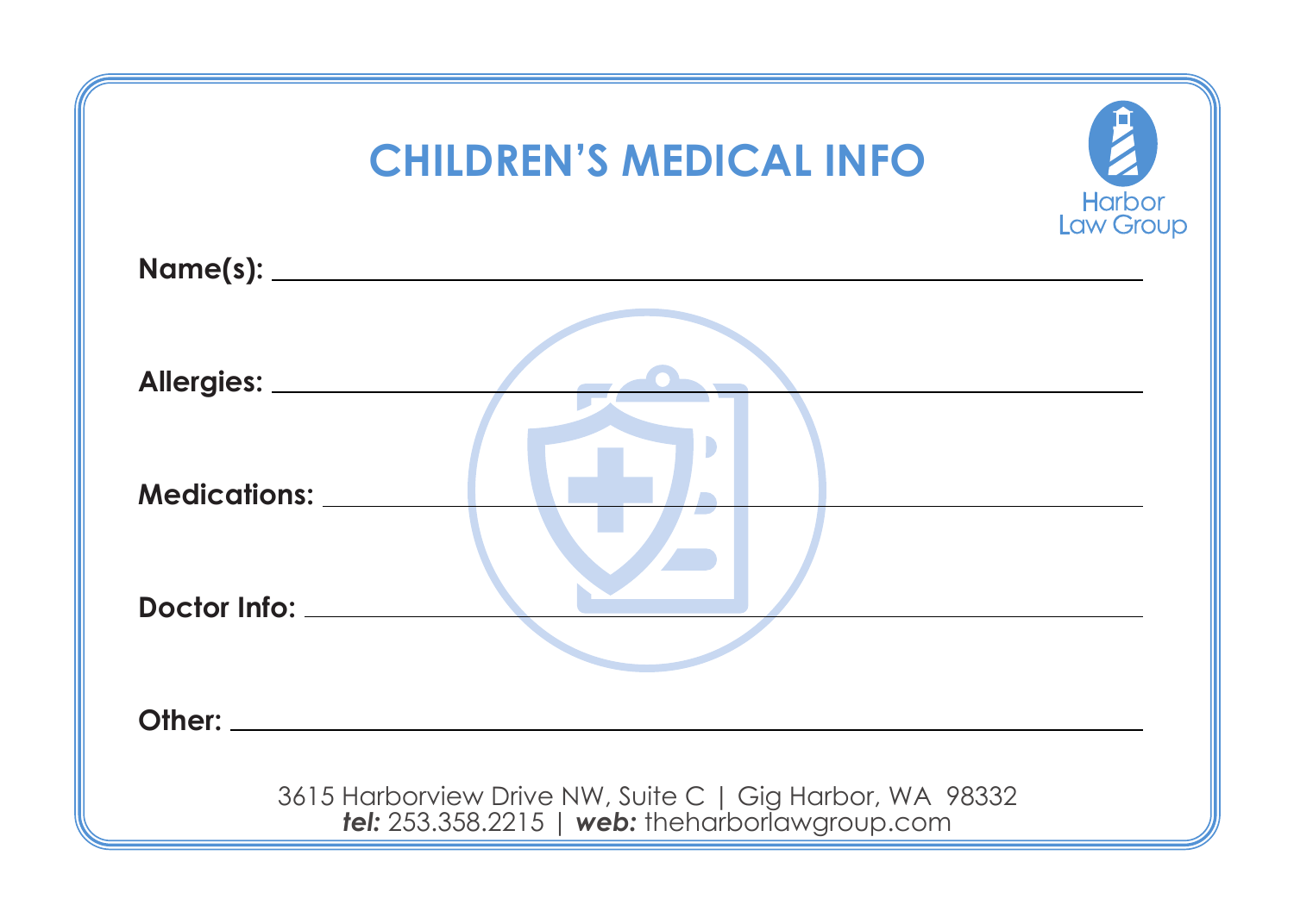# CHILDREN'S MEDICAL INFO

Harbor Law Group

**Name(s):** ______________________________________________

**Allergies:** ______________________________________________

**Medications:** ______________________________________________

**Doctor Info:** ______________________________________________

**Other:** ______________________________________________

3615 Harborview Drive NW, Suite C | Gig Harbor, WA 98332
***tel:*** 253.358.2215 | ***web:*** theharborlawgroup.com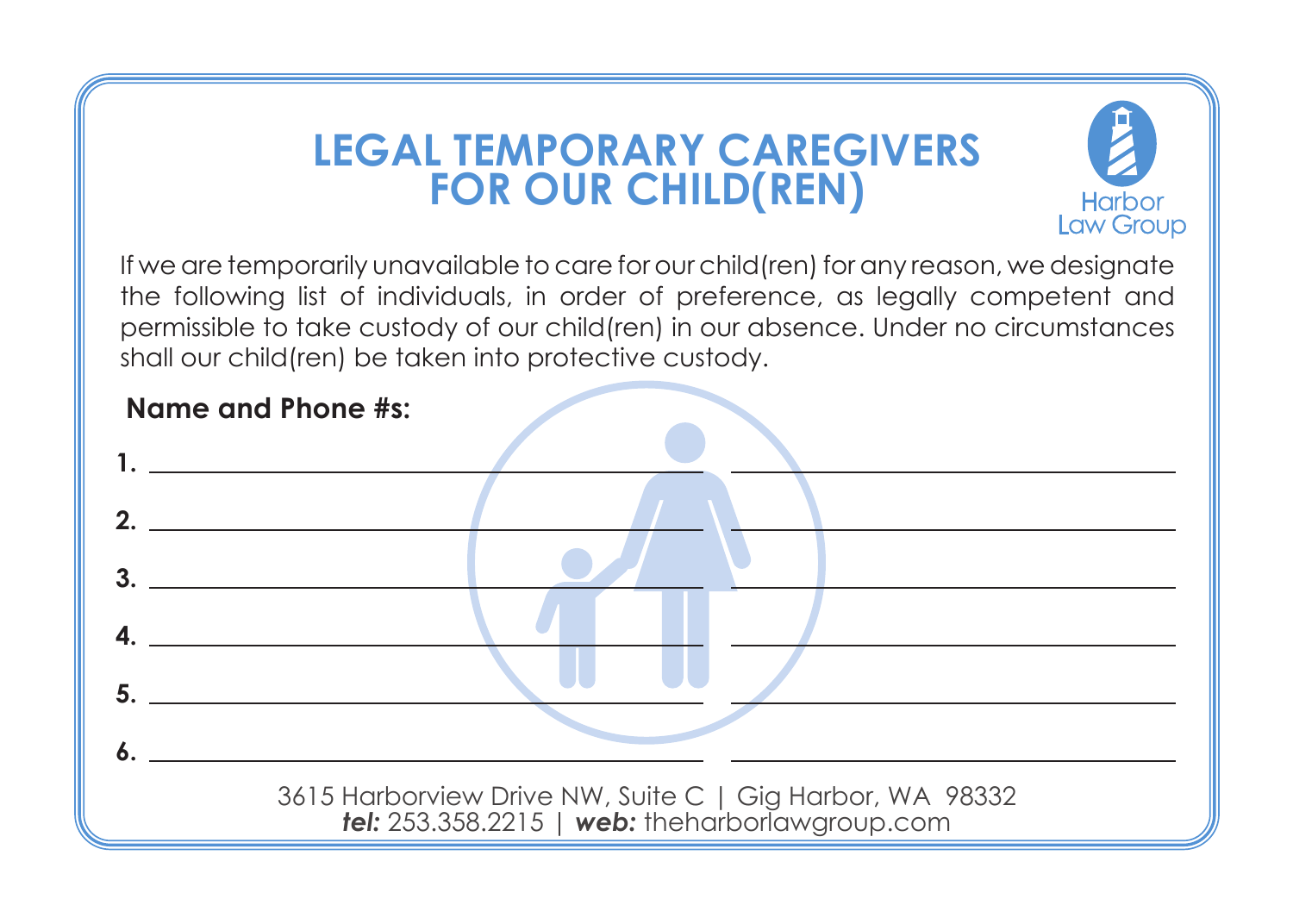# LEGAL TEMPORARY CAREGIVERS FOR OUR CHILD(REN)

Harbor Law Group

If we are temporarily unavailable to care for our child(ren) for any reason, we designate the following list of individuals, in order of preference, as legally competent and permissible to take custody of our child(ren) in our absence. Under no circumstances shall our child(ren) be taken into protective custody.

**Name and Phone #s:**

**1.** ______________________________ ______________________________

**2.** ______________________________ ______________________________

**3.** ______________________________ ______________________________

**4.** ______________________________ ______________________________

**5.** ______________________________ ______________________________

**6.** ______________________________ ______________________________

3615 Harborview Drive NW, Suite C | Gig Harbor, WA 98332
***tel:*** 253.358.2215 | ***web:*** theharborlawgroup.com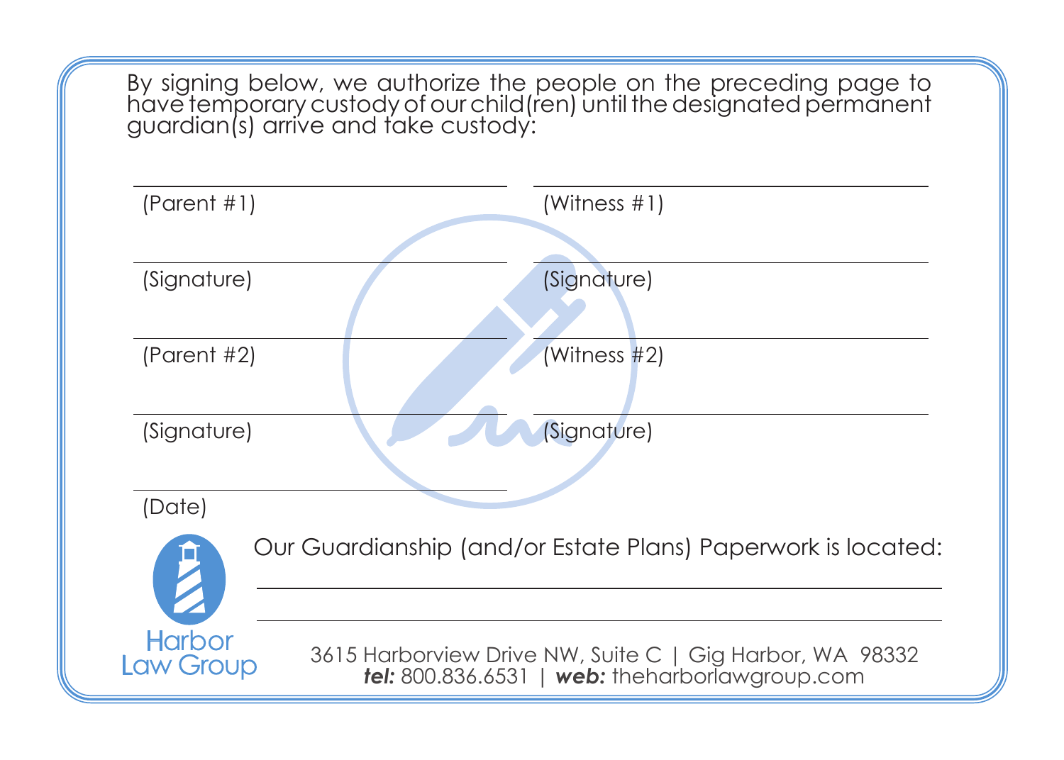By signing below, we authorize the people on the preceding page to have temporary custody of our child(ren) until the designated permanent guardian(s) arrive and take custody:

| | |
|---|---|
| ______________________ | ______________________ |
| (Parent #1) | (Witness #1) |
| ______________________ | ______________________ |
| (Signature) | (Signature) |
| ______________________ | ______________________ |
| (Parent #2) | (Witness #2) |
| ______________________ | ______________________ |
| (Signature) | (Signature) |
| ______________________ | |
| (Date) | |

Our Guardianship (and/or Estate Plans) Paperwork is located:

______________________________________________

______________________________________________

Harbor Law Group

3615 Harborview Drive NW, Suite C | Gig Harbor, WA 98332
***tel:*** 800.836.6531 | ***web:*** theharborlawgroup.com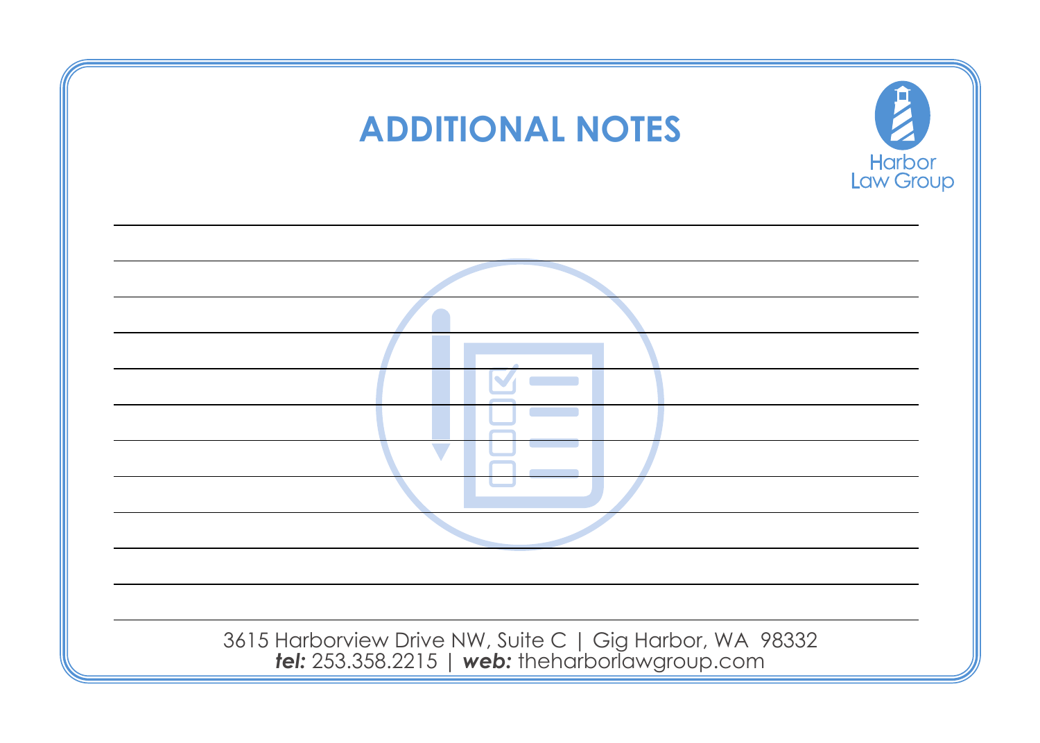# ADDITIONAL NOTES

Harbor
Law Group

3615 Harborview Drive NW, Suite C | Gig Harbor, WA 98332
***tel:*** 253.358.2215 | ***web:*** theharborlawgroup.com